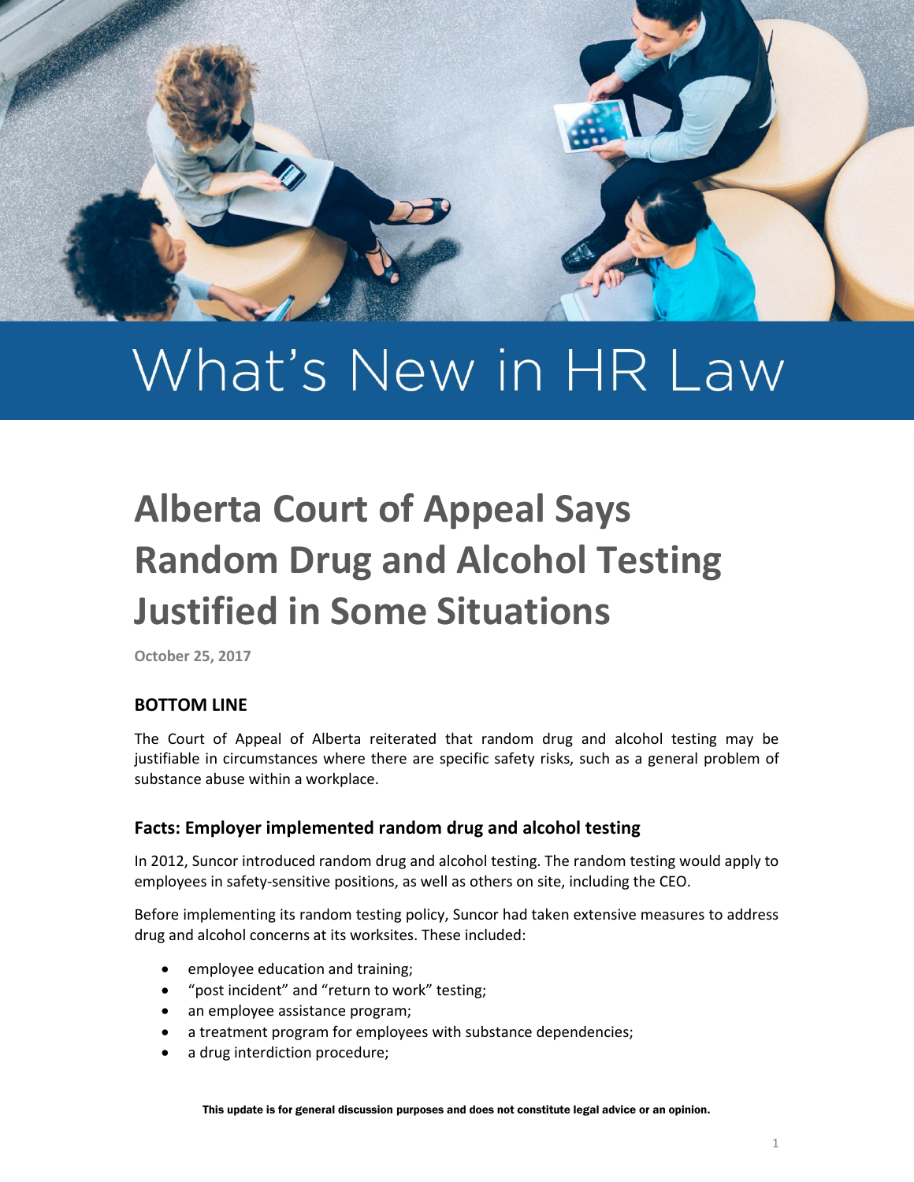# What's New in HR Law

## Alberta Court of Appeal Says Random Drug and Alcohol Testing Justified in Some Situations

October 25, 2017

### BOTTOM LINE

The Court of Appeal of Alberta reiterated that random drug and alcohol testing may be justifiable in circumstances where there are specific safety risks, such as a general problem of substance abuse within a workplace.

### Facts: Employer implemented random drug and alcohol testing

In 2012, Suncor introduced random drug and alcohol testing. The random testing would apply to employees in safety-sensitive positions, as well as others on site, including the CEO.

Before implementing its random testing policy, Suncor had taken extensive measures to address drug and alcohol concerns at its worksites. These included:

- employee education and training;
- "post incident" and "return to work" testing;
- an employee assistance program;
- a treatment program for employees with substance dependencies;
- a drug interdiction procedure;

This update is for general discussion purposes and does not constitute legal advice or an opinion.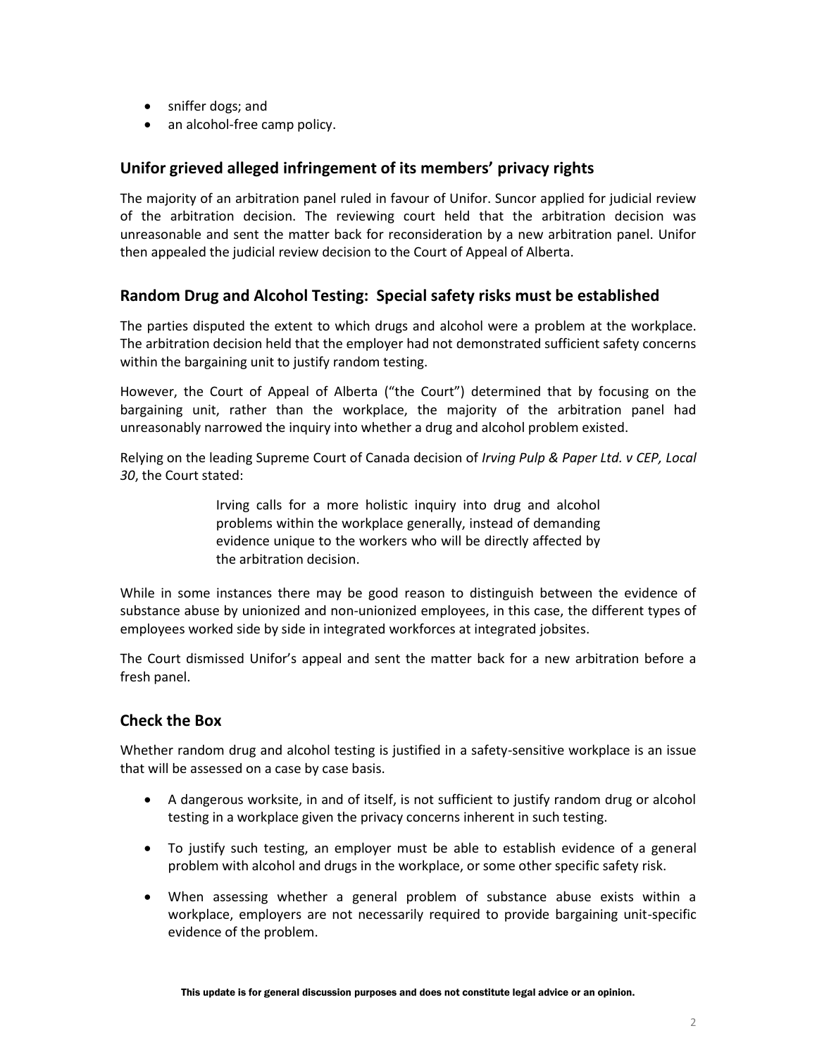- sniffer dogs; and
- an alcohol-free camp policy.

## Unifor grieved alleged infringement of its members' privacy rights

The majority of an arbitration panel ruled in favour of Unifor. Suncor applied for judicial review of the arbitration decision. The reviewing court held that the arbitration decision was unreasonable and sent the matter back for reconsideration by a new arbitration panel. Unifor then appealed the judicial review decision to the Court of Appeal of Alberta.

## Random Drug and Alcohol Testing: Special safety risks must be established

The parties disputed the extent to which drugs and alcohol were a problem at the workplace. The arbitration decision held that the employer had not demonstrated sufficient safety concerns within the bargaining unit to justify random testing.

However, the Court of Appeal of Alberta ("the Court") determined that by focusing on the bargaining unit, rather than the workplace, the majority of the arbitration panel had unreasonably narrowed the inquiry into whether a drug and alcohol problem existed.

Relying on the leading Supreme Court of Canada decision of *Irving Pulp & Paper Ltd. v CEP, Local 30*, the Court stated:

> Irving calls for a more holistic inquiry into drug and alcohol problems within the workplace generally, instead of demanding evidence unique to the workers who will be directly affected by the arbitration decision.

While in some instances there may be good reason to distinguish between the evidence of substance abuse by unionized and non-unionized employees, in this case, the different types of employees worked side by side in integrated workforces at integrated jobsites.

The Court dismissed Unifor's appeal and sent the matter back for a new arbitration before a fresh panel.

## Check the Box

Whether random drug and alcohol testing is justified in a safety-sensitive workplace is an issue that will be assessed on a case by case basis.

- A dangerous worksite, in and of itself, is not sufficient to justify random drug or alcohol testing in a workplace given the privacy concerns inherent in such testing.
- To justify such testing, an employer must be able to establish evidence of a general problem with alcohol and drugs in the workplace, or some other specific safety risk.
- When assessing whether a general problem of substance abuse exists within a workplace, employers are not necessarily required to provide bargaining unit-specific evidence of the problem.

**This update is for general discussion purposes and does not constitute legal advice or an opinion.**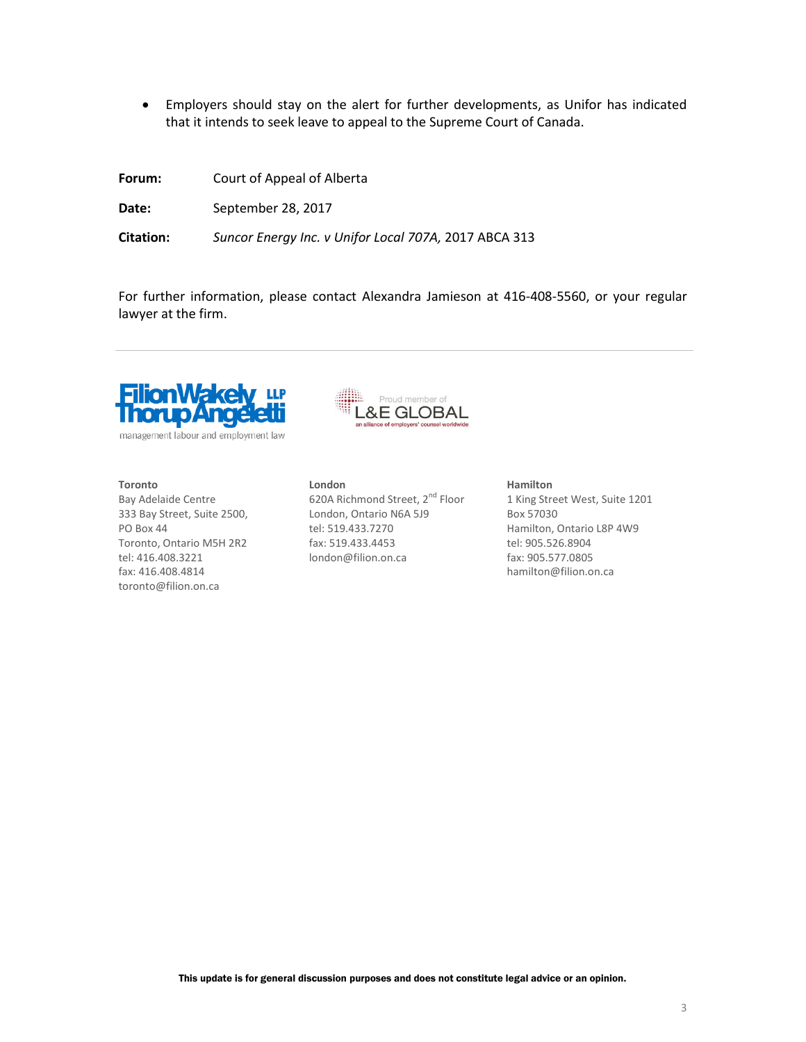- Employers should stay on the alert for further developments, as Unifor has indicated that it intends to seek leave to appeal to the Supreme Court of Canada.

**Forum:** Court of Appeal of Alberta

**Date:** September 28, 2017

**Citation:** *Suncor Energy Inc. v Unifor Local 707A,* 2017 ABCA 313

For further information, please contact Alexandra Jamieson at 416-408-5560, or your regular lawyer at the firm.

---

FilionWakely Thorup Angeletti LLP
management labour and employment law

Proud member of L&E GLOBAL
an alliance of employers' counsel worldwide

**Toronto**
Bay Adelaide Centre
333 Bay Street, Suite 2500,
PO Box 44
Toronto, Ontario M5H 2R2
tel: 416.408.3221
fax: 416.408.4814
toronto@filion.on.ca

**London**
620A Richmond Street, 2nd Floor
London, Ontario N6A 5J9
tel: 519.433.7270
fax: 519.433.4453
london@filion.on.ca

**Hamilton**
1 King Street West, Suite 1201
Box 57030
Hamilton, Ontario L8P 4W9
tel: 905.526.8904
fax: 905.577.0805
hamilton@filion.on.ca

**This update is for general discussion purposes and does not constitute legal advice or an opinion.**